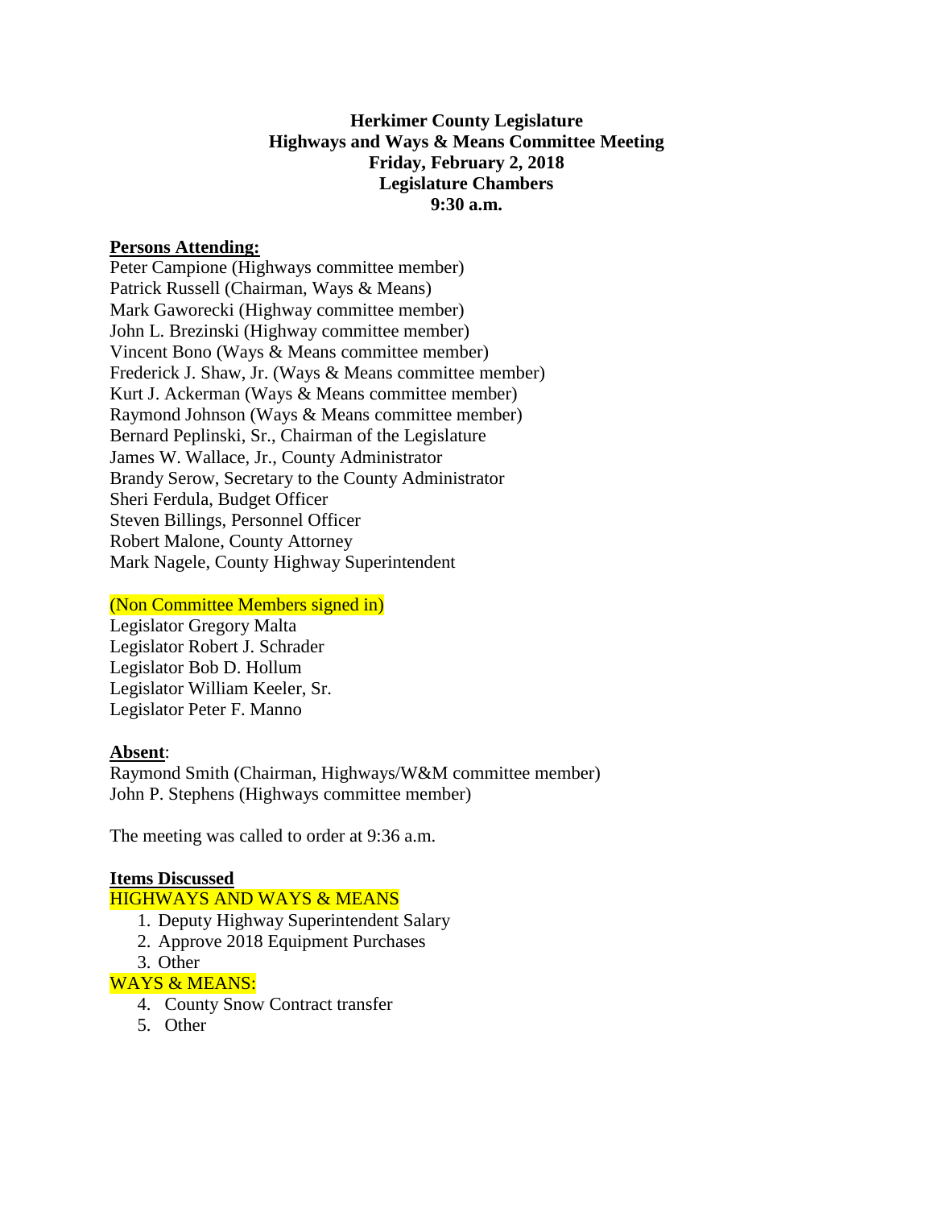**Herkimer County Legislature**
**Highways and Ways & Means Committee Meeting**
**Friday, February 2, 2018**
**Legislature Chambers**
**9:30 a.m.**

**Persons Attending:**

Peter Campione (Highways committee member)
Patrick Russell (Chairman, Ways & Means)
Mark Gaworecki (Highway committee member)
John L. Brezinski (Highway committee member)
Vincent Bono (Ways & Means committee member)
Frederick J. Shaw, Jr. (Ways & Means committee member)
Kurt J. Ackerman (Ways & Means committee member)
Raymond Johnson (Ways & Means committee member)
Bernard Peplinski, Sr., Chairman of the Legislature
James W. Wallace, Jr., County Administrator
Brandy Serow, Secretary to the County Administrator
Sheri Ferdula, Budget Officer
Steven Billings, Personnel Officer
Robert Malone, County Attorney
Mark Nagele, County Highway Superintendent

(Non Committee Members signed in)

Legislator Gregory Malta
Legislator Robert J. Schrader
Legislator Bob D. Hollum
Legislator William Keeler, Sr.
Legislator Peter F. Manno

**Absent**:

Raymond Smith (Chairman, Highways/W&M committee member)
John P. Stephens (Highways committee member)

The meeting was called to order at 9:36 a.m.

**Items Discussed**

HIGHWAYS AND WAYS & MEANS

1. Deputy Highway Superintendent Salary
2. Approve 2018 Equipment Purchases
3. Other

WAYS & MEANS:

4. County Snow Contract transfer
5. Other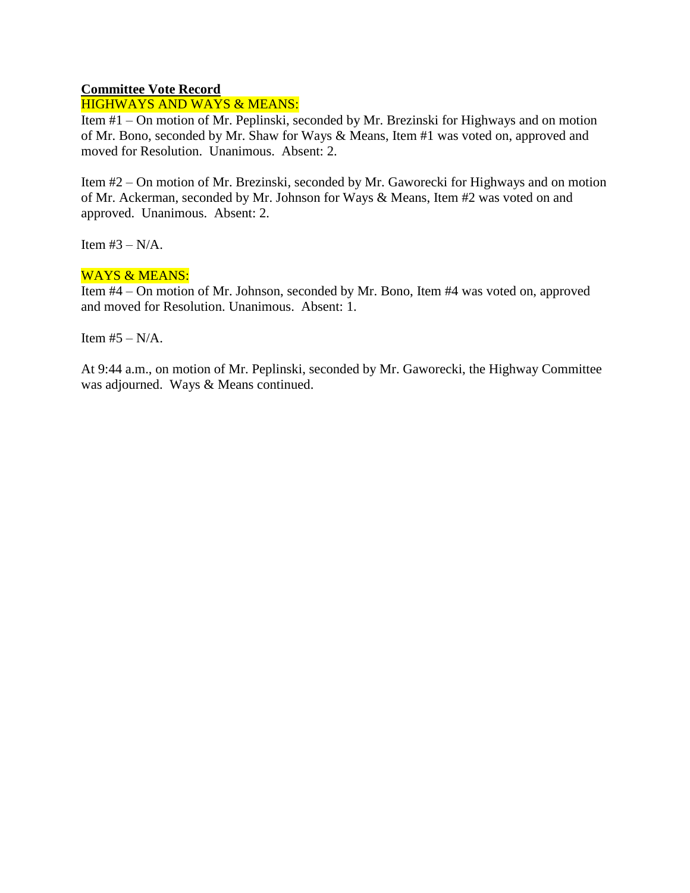**Committee Vote Record**

HIGHWAYS AND WAYS & MEANS:

Item #1 – On motion of Mr. Peplinski, seconded by Mr. Brezinski for Highways and on motion of Mr. Bono, seconded by Mr. Shaw for Ways & Means, Item #1 was voted on, approved and moved for Resolution. Unanimous. Absent: 2.

Item #2 – On motion of Mr. Brezinski, seconded by Mr. Gaworecki for Highways and on motion of Mr. Ackerman, seconded by Mr. Johnson for Ways & Means, Item #2 was voted on and approved. Unanimous. Absent: 2.

Item #3 – N/A.

WAYS & MEANS:

Item #4 – On motion of Mr. Johnson, seconded by Mr. Bono, Item #4 was voted on, approved and moved for Resolution. Unanimous. Absent: 1.

Item #5 – N/A.

At 9:44 a.m., on motion of Mr. Peplinski, seconded by Mr. Gaworecki, the Highway Committee was adjourned. Ways & Means continued.